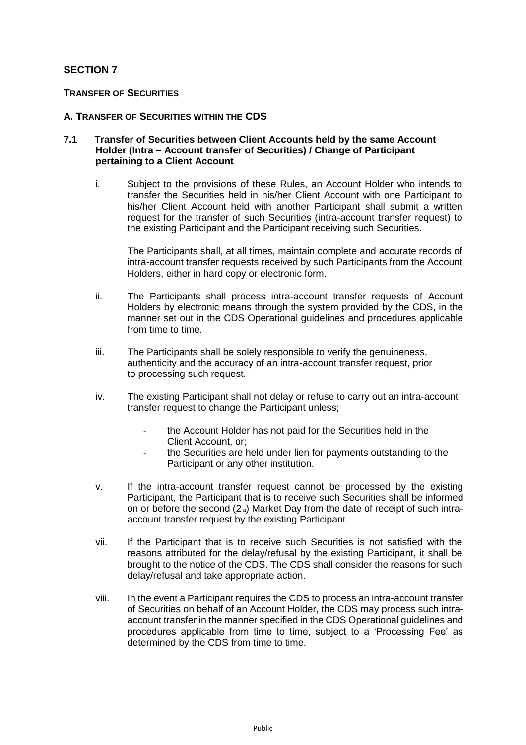# SECTION 7

## TRANSFER OF SECURITIES

### A. TRANSFER OF SECURITIES WITHIN THE CDS

**7.1 Transfer of Securities between Client Accounts held by the same Account Holder (Intra – Account transfer of Securities) / Change of Participant pertaining to a Client Account**

i. Subject to the provisions of these Rules, an Account Holder who intends to transfer the Securities held in his/her Client Account with one Participant to his/her Client Account held with another Participant shall submit a written request for the transfer of such Securities (intra-account transfer request) to the existing Participant and the Participant receiving such Securities.

   The Participants shall, at all times, maintain complete and accurate records of intra-account transfer requests received by such Participants from the Account Holders, either in hard copy or electronic form.

ii. The Participants shall process intra-account transfer requests of Account Holders by electronic means through the system provided by the CDS, in the manner set out in the CDS Operational guidelines and procedures applicable from time to time.

iii. The Participants shall be solely responsible to verify the genuineness, authenticity and the accuracy of an intra-account transfer request, prior to processing such request.

iv. The existing Participant shall not delay or refuse to carry out an intra-account transfer request to change the Participant unless;

   - the Account Holder has not paid for the Securities held in the Client Account, or;
   - the Securities are held under lien for payments outstanding to the Participant or any other institution.

v. If the intra-account transfer request cannot be processed by the existing Participant, the Participant that is to receive such Securities shall be informed on or before the second (2nd) Market Day from the date of receipt of such intra-account transfer request by the existing Participant.

vii. If the Participant that is to receive such Securities is not satisfied with the reasons attributed for the delay/refusal by the existing Participant, it shall be brought to the notice of the CDS. The CDS shall consider the reasons for such delay/refusal and take appropriate action.

viii. In the event a Participant requires the CDS to process an intra-account transfer of Securities on behalf of an Account Holder, the CDS may process such intra-account transfer in the manner specified in the CDS Operational guidelines and procedures applicable from time to time, subject to a 'Processing Fee' as determined by the CDS from time to time.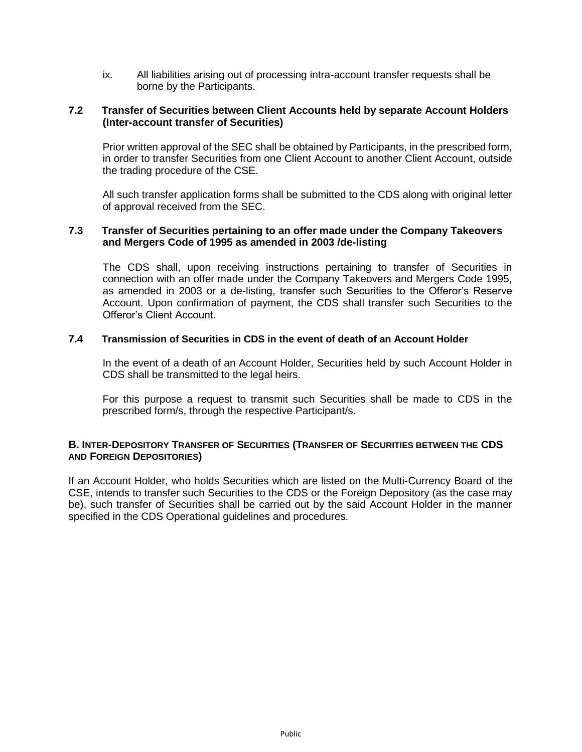ix. All liabilities arising out of processing intra-account transfer requests shall be borne by the Participants.

### 7.2 Transfer of Securities between Client Accounts held by separate Account Holders (Inter-account transfer of Securities)

Prior written approval of the SEC shall be obtained by Participants, in the prescribed form, in order to transfer Securities from one Client Account to another Client Account, outside the trading procedure of the CSE.

All such transfer application forms shall be submitted to the CDS along with original letter of approval received from the SEC.

### 7.3 Transfer of Securities pertaining to an offer made under the Company Takeovers and Mergers Code of 1995 as amended in 2003 /de-listing

The CDS shall, upon receiving instructions pertaining to transfer of Securities in connection with an offer made under the Company Takeovers and Mergers Code 1995, as amended in 2003 or a de-listing, transfer such Securities to the Offeror's Reserve Account. Upon confirmation of payment, the CDS shall transfer such Securities to the Offeror's Client Account.

### 7.4 Transmission of Securities in CDS in the event of death of an Account Holder

In the event of a death of an Account Holder, Securities held by such Account Holder in CDS shall be transmitted to the legal heirs.

For this purpose a request to transmit such Securities shall be made to CDS in the prescribed form/s, through the respective Participant/s.

## B. INTER-DEPOSITORY TRANSFER OF SECURITIES (TRANSFER OF SECURITIES BETWEEN THE CDS AND FOREIGN DEPOSITORIES)

If an Account Holder, who holds Securities which are listed on the Multi-Currency Board of the CSE, intends to transfer such Securities to the CDS or the Foreign Depository (as the case may be), such transfer of Securities shall be carried out by the said Account Holder in the manner specified in the CDS Operational guidelines and procedures.